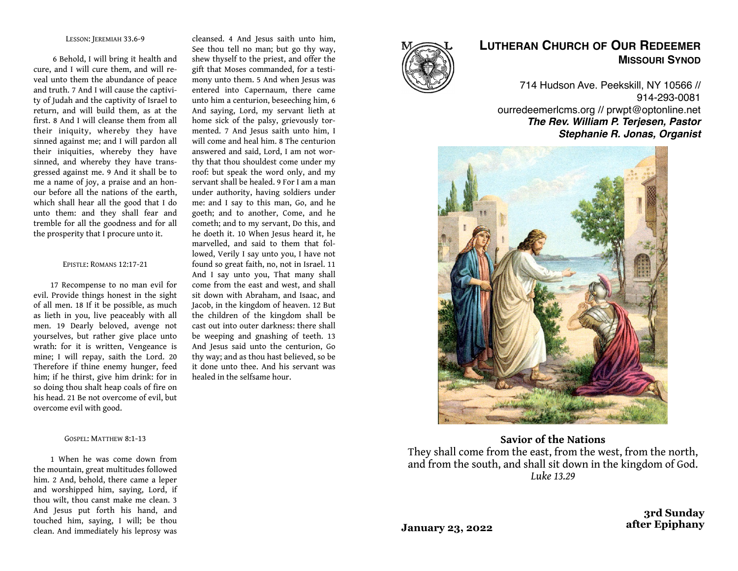Lesson: Jeremiah 33.6-9

6 Behold, I will bring it health and cure, and I will cure them, and will reveal unto them the abundance of peace and truth. 7 And I will cause the captivity of Judah and the captivity of Israel to return, and will build them, as at the first. 8 And I will cleanse them from all their iniquity, whereby they have sinned against me; and I will pardon all their iniquities, whereby they have sinned, and whereby they have transgressed against me. 9 And it shall be to me a name of joy, a praise and an honour before all the nations of the earth, which shall hear all the good that I do unto them: and they shall fear and tremble for all the goodness and for all the prosperity that I procure unto it.

Epistle: Romans 12:17-21

17 Recompense to no man evil for evil. Provide things honest in the sight of all men. 18 If it be possible, as much as lieth in you, live peaceably with all men. 19 Dearly beloved, avenge not yourselves, but rather give place unto wrath: for it is written, Vengeance is mine; I will repay, saith the Lord. 20 Therefore if thine enemy hunger, feed him; if he thirst, give him drink: for in so doing thou shalt heap coals of fire on his head. 21 Be not overcome of evil, but overcome evil with good.

Gospel: Matthew 8:1-13

1 When he was come down from the mountain, great multitudes followed him. 2 And, behold, there came a leper and worshipped him, saying, Lord, if thou wilt, thou canst make me clean. 3 And Jesus put forth his hand, and touched him, saying, I will; be thou clean. And immediately his leprosy was cleansed. 4 And Jesus saith unto him, See thou tell no man; but go thy way, shew thyself to the priest, and offer the gift that Moses commanded, for a testimony unto them. 5 And when Jesus was entered into Capernaum, there came unto him a centurion, beseeching him, 6 And saying, Lord, my servant lieth at home sick of the palsy, grievously tormented. 7 And Jesus saith unto him, I will come and heal him. 8 The centurion answered and said, Lord, I am not worthy that thou shouldest come under my roof: but speak the word only, and my servant shall be healed. 9 For I am a man under authority, having soldiers under me: and I say to this man, Go, and he goeth; and to another, Come, and he cometh; and to my servant, Do this, and he doeth it. 10 When Jesus heard it, he marvelled, and said to them that followed, Verily I say unto you, I have not found so great faith, no, not in Israel. 11 And I say unto you, That many shall come from the east and west, and shall sit down with Abraham, and Isaac, and Jacob, in the kingdom of heaven. 12 But the children of the kingdom shall be cast out into outer darkness: there shall be weeping and gnashing of teeth. 13 And Jesus said unto the centurion, Go thy way; and as thou hast believed, so be it done unto thee. And his servant was healed in the selfsame hour.

# Lutheran Church of Our Redeemer
## Missouri Synod

714 Hudson Ave. Peekskill, NY 10566 // 914-293-0081
ourredeemerlcms.org // prwpt@optonline.net
***The Rev. William P. Terjesen, Pastor***
***Stephanie R. Jonas, Organist***

**Savior of the Nations**
They shall come from the east, from the west, from the north, and from the south, and shall sit down in the kingdom of God.
*Luke 13.29*

**January 23, 2022**

**3rd Sunday after Epiphany**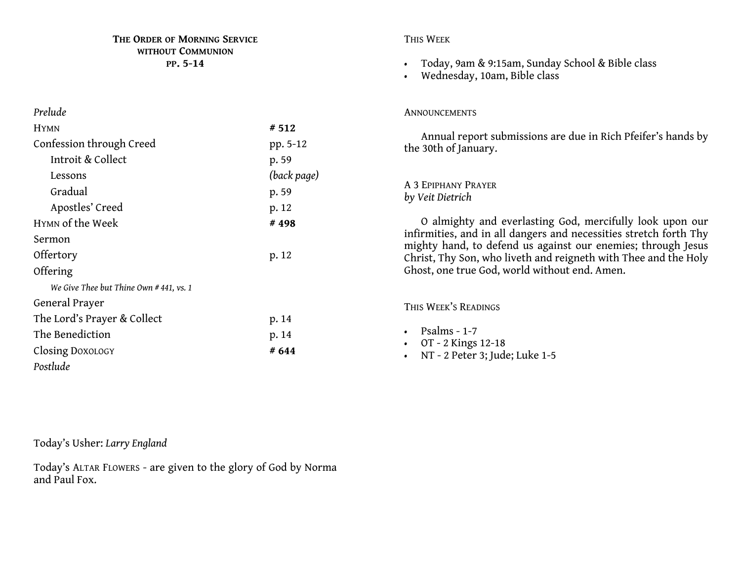## The Order of Morning Service without Communion
### pp. 5-14

| | |
|---|---|
| *Prelude* | |
| Hymn | **# 512** |
| Confession through Creed | pp. 5-12 |
| Introit & Collect | p. 59 |
| Lessons | *(back page)* |
| Gradual | p. 59 |
| Apostles' Creed | p. 12 |
| Hymn of the Week | **# 498** |
| Sermon | |
| Offertory | p. 12 |
| Offering | |
| *We Give Thee but Thine Own # 441, vs. 1* | |
| General Prayer | |
| The Lord's Prayer & Collect | p. 14 |
| The Benediction | p. 14 |
| Closing Doxology | **# 644** |
| *Postlude* | |

Today's Usher: *Larry England*

Today's Altar Flowers - are given to the glory of God by Norma and Paul Fox.

### This Week

- Today, 9am & 9:15am, Sunday School & Bible class
- Wednesday, 10am, Bible class

### Announcements

Annual report submissions are due in Rich Pfeifer's hands by the 30th of January.

### A 3 Epiphany Prayer
*by Veit Dietrich*

O almighty and everlasting God, mercifully look upon our infirmities, and in all dangers and necessities stretch forth Thy mighty hand, to defend us against our enemies; through Jesus Christ, Thy Son, who liveth and reigneth with Thee and the Holy Ghost, one true God, world without end. Amen.

### This Week's Readings

- Psalms - 1-7
- OT - 2 Kings 12-18
- NT - 2 Peter 3; Jude; Luke 1-5